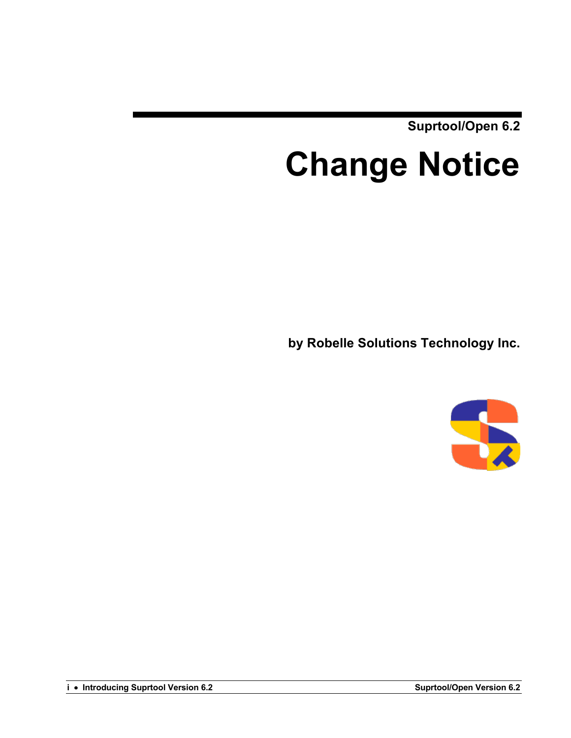Suprtool/Open 6.2

# Change Notice

**by Robelle Solutions Technology Inc.**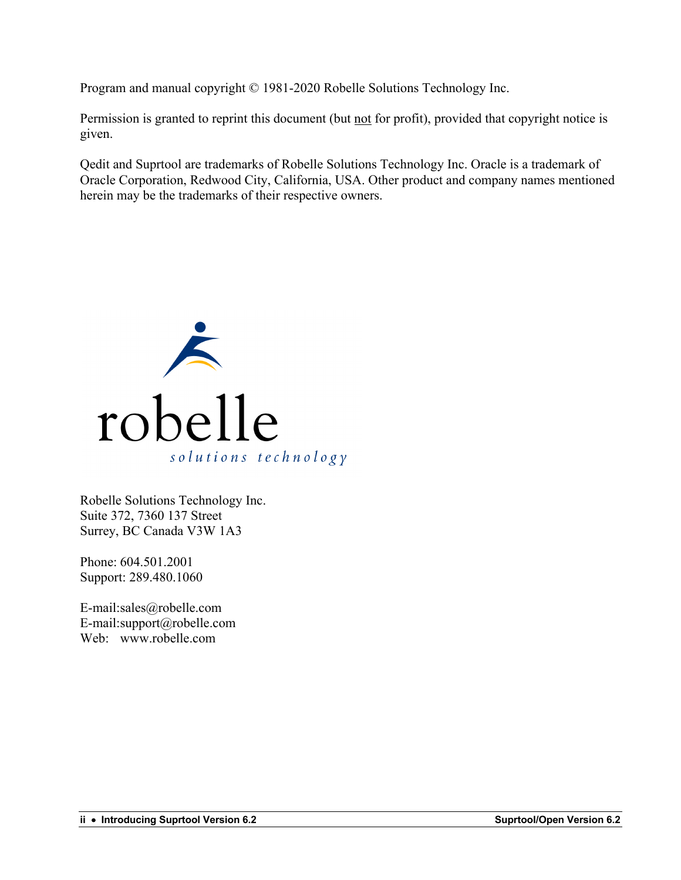Program and manual copyright © 1981-2020 Robelle Solutions Technology Inc.

Permission is granted to reprint this document (but not for profit), provided that copyright notice is given.

Qedit and Suprtool are trademarks of Robelle Solutions Technology Inc. Oracle is a trademark of Oracle Corporation, Redwood City, California, USA. Other product and company names mentioned herein may be the trademarks of their respective owners.

Robelle Solutions Technology Inc.  
Suite 372, 7360 137 Street  
Surrey, BC Canada V3W 1A3

Phone: 604.501.2001  
Support: 289.480.1060

E-mail:sales@robelle.com  
E-mail:support@robelle.com  
Web: www.robelle.com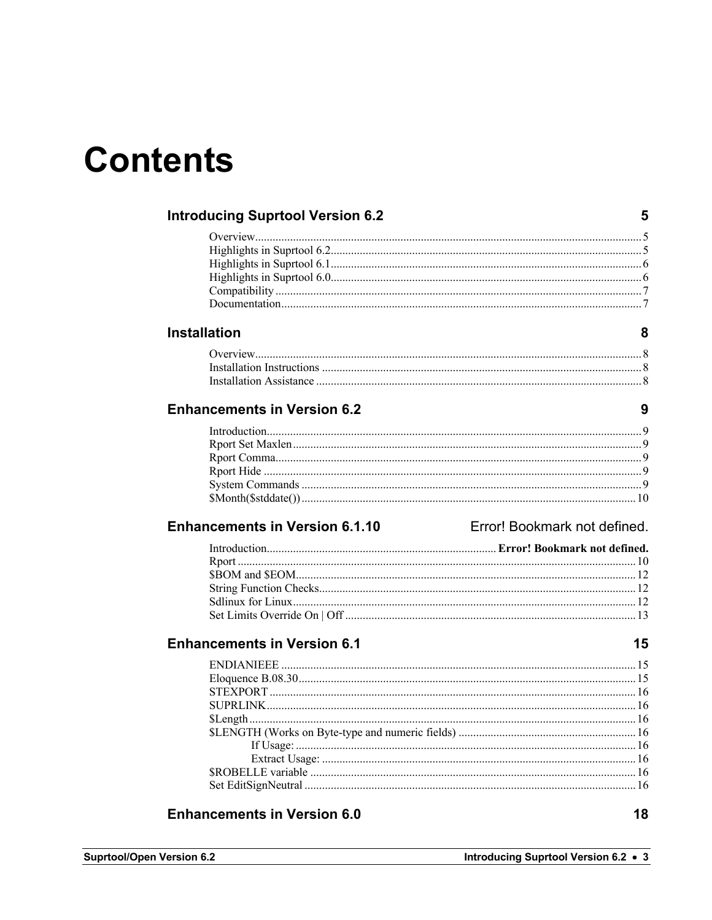# Contents

## Introducing Suprtool Version 6.2 — 5

- Overview — 5
- Highlights in Suprtool 6.2 — 5
- Highlights in Suprtool 6.1 — 6
- Highlights in Suprtool 6.0 — 6
- Compatibility — 7
- Documentation — 7

## Installation — 8

- Overview — 8
- Installation Instructions — 8
- Installation Assistance — 8

## Enhancements in Version 6.2 — 9

- Introduction — 9
- Rport Set Maxlen — 9
- Rport Comma — 9
- Rport Hide — 9
- System Commands — 9
- $Month($stddate()) — 10

## Enhancements in Version 6.1.10 — Error! Bookmark not defined.

- Introduction — **Error! Bookmark not defined.**
- Rport — 10
- $BOM and $EOM — 12
- String Function Checks — 12
- Sdlinux for Linux — 12
- Set Limits Override On | Off — 13

## Enhancements in Version 6.1 — 15

- ENDIANIEEE — 15
- Eloquence B.08.30 — 15
- STEXPORT — 16
- SUPRLINK — 16
- $Length — 16
- $LENGTH (Works on Byte-type and numeric fields) — 16
  - If Usage: — 16
  - Extract Usage: — 16
- $ROBELLE variable — 16
- Set EditSignNeutral — 16

## Enhancements in Version 6.0 — 18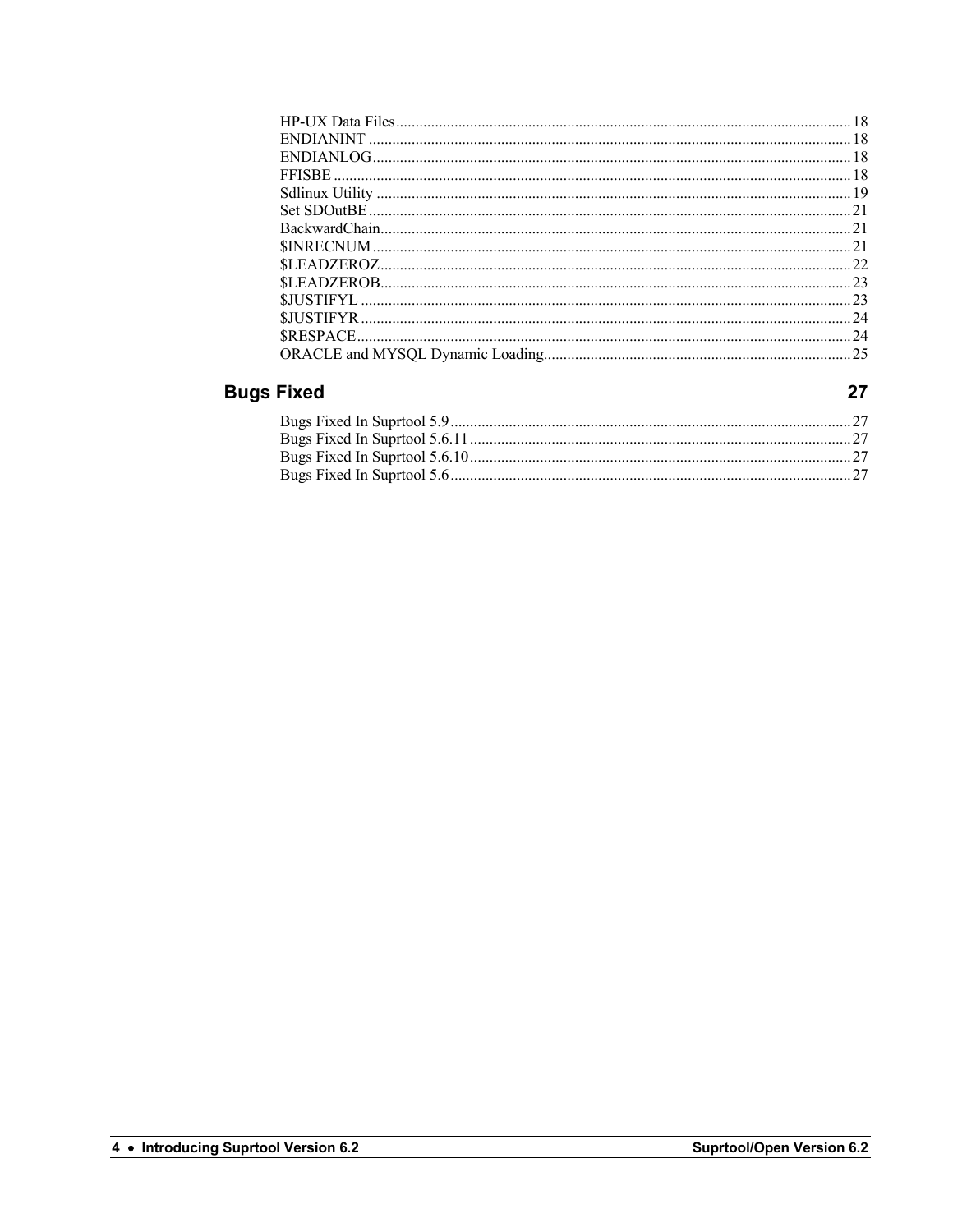HP-UX Data Files .......... 18
ENDIANINT .......... 18
ENDIANLOG .......... 18
FFISBE .......... 18
Sdlinux Utility .......... 19
Set SDOutBE .......... 21
BackwardChain .......... 21
$INRECNUM .......... 21
$LEADZEROZ .......... 22
$LEADZEROB .......... 23
$JUSTIFYL .......... 23
$JUSTIFYR .......... 24
$RESPACE .......... 24
ORACLE and MYSQL Dynamic Loading .......... 25

## Bugs Fixed 27

Bugs Fixed In Suprtool 5.9 .......... 27
Bugs Fixed In Suprtool 5.6.11 .......... 27
Bugs Fixed In Suprtool 5.6.10 .......... 27
Bugs Fixed In Suprtool 5.6 .......... 27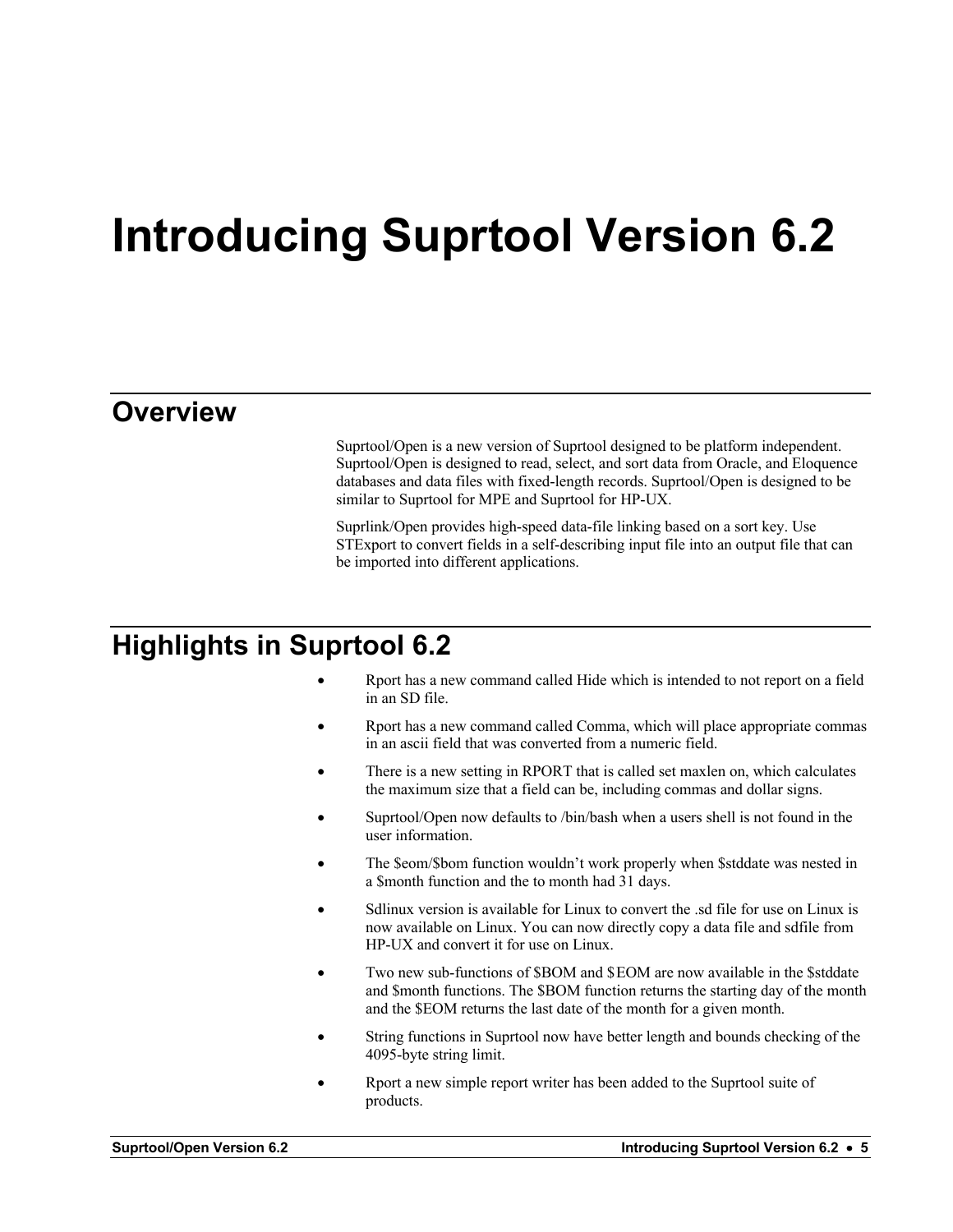# Introducing Suprtool Version 6.2

## Overview

Suprtool/Open is a new version of Suprtool designed to be platform independent. Suprtool/Open is designed to read, select, and sort data from Oracle, and Eloquence databases and data files with fixed-length records. Suprtool/Open is designed to be similar to Suprtool for MPE and Suprtool for HP-UX.

Suprlink/Open provides high-speed data-file linking based on a sort key. Use STExport to convert fields in a self-describing input file into an output file that can be imported into different applications.

## Highlights in Suprtool 6.2

- Rport has a new command called Hide which is intended to not report on a field in an SD file.
- Rport has a new command called Comma, which will place appropriate commas in an ascii field that was converted from a numeric field.
- There is a new setting in RPORT that is called set maxlen on, which calculates the maximum size that a field can be, including commas and dollar signs.
- Suprtool/Open now defaults to /bin/bash when a users shell is not found in the user information.
- The $eom/$bom function wouldn't work properly when $stddate was nested in a $month function and the to month had 31 days.
- Sdlinux version is available for Linux to convert the .sd file for use on Linux is now available on Linux. You can now directly copy a data file and sdfile from HP-UX and convert it for use on Linux.
- Two new sub-functions of $BOM and $EOM are now available in the $stddate and $month functions. The $BOM function returns the starting day of the month and the $EOM returns the last date of the month for a given month.
- String functions in Suprtool now have better length and bounds checking of the 4095-byte string limit.
- Rport a new simple report writer has been added to the Suprtool suite of products.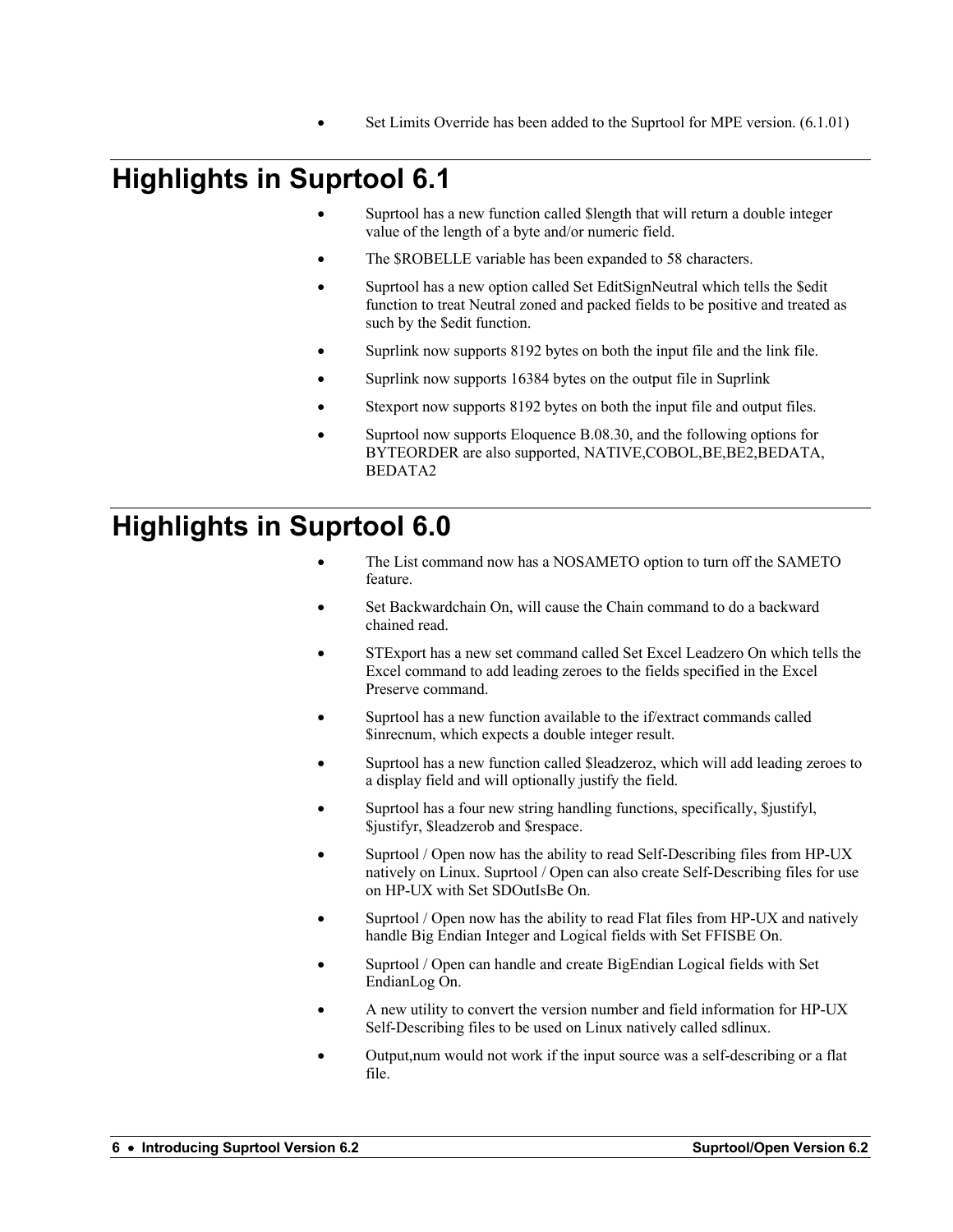- Set Limits Override has been added to the Suprtool for MPE version. (6.1.01)

# Highlights in Suprtool 6.1

- Suprtool has a new function called $length that will return a double integer value of the length of a byte and/or numeric field.
- The $ROBELLE variable has been expanded to 58 characters.
- Suprtool has a new option called Set EditSignNeutral which tells the $edit function to treat Neutral zoned and packed fields to be positive and treated as such by the $edit function.
- Suprlink now supports 8192 bytes on both the input file and the link file.
- Suprlink now supports 16384 bytes on the output file in Suprlink
- Stexport now supports 8192 bytes on both the input file and output files.
- Suprtool now supports Eloquence B.08.30, and the following options for BYTEORDER are also supported, NATIVE,COBOL,BE,BE2,BEDATA, BEDATA2

# Highlights in Suprtool 6.0

- The List command now has a NOSAMETO option to turn off the SAMETO feature.
- Set Backwardchain On, will cause the Chain command to do a backward chained read.
- STExport has a new set command called Set Excel Leadzero On which tells the Excel command to add leading zeroes to the fields specified in the Excel Preserve command.
- Suprtool has a new function available to the if/extract commands called $inrecnum, which expects a double integer result.
- Suprtool has a new function called $leadzeroz, which will add leading zeroes to a display field and will optionally justify the field.
- Suprtool has a four new string handling functions, specifically, $justifyl, $justifyr, $leadzerob and $respace.
- Suprtool / Open now has the ability to read Self-Describing files from HP-UX natively on Linux. Suprtool / Open can also create Self-Describing files for use on HP-UX with Set SDOutIsBe On.
- Suprtool / Open now has the ability to read Flat files from HP-UX and natively handle Big Endian Integer and Logical fields with Set FFISBE On.
- Suprtool / Open can handle and create BigEndian Logical fields with Set EndianLog On.
- A new utility to convert the version number and field information for HP-UX Self-Describing files to be used on Linux natively called sdlinux.
- Output,num would not work if the input source was a self-describing or a flat file.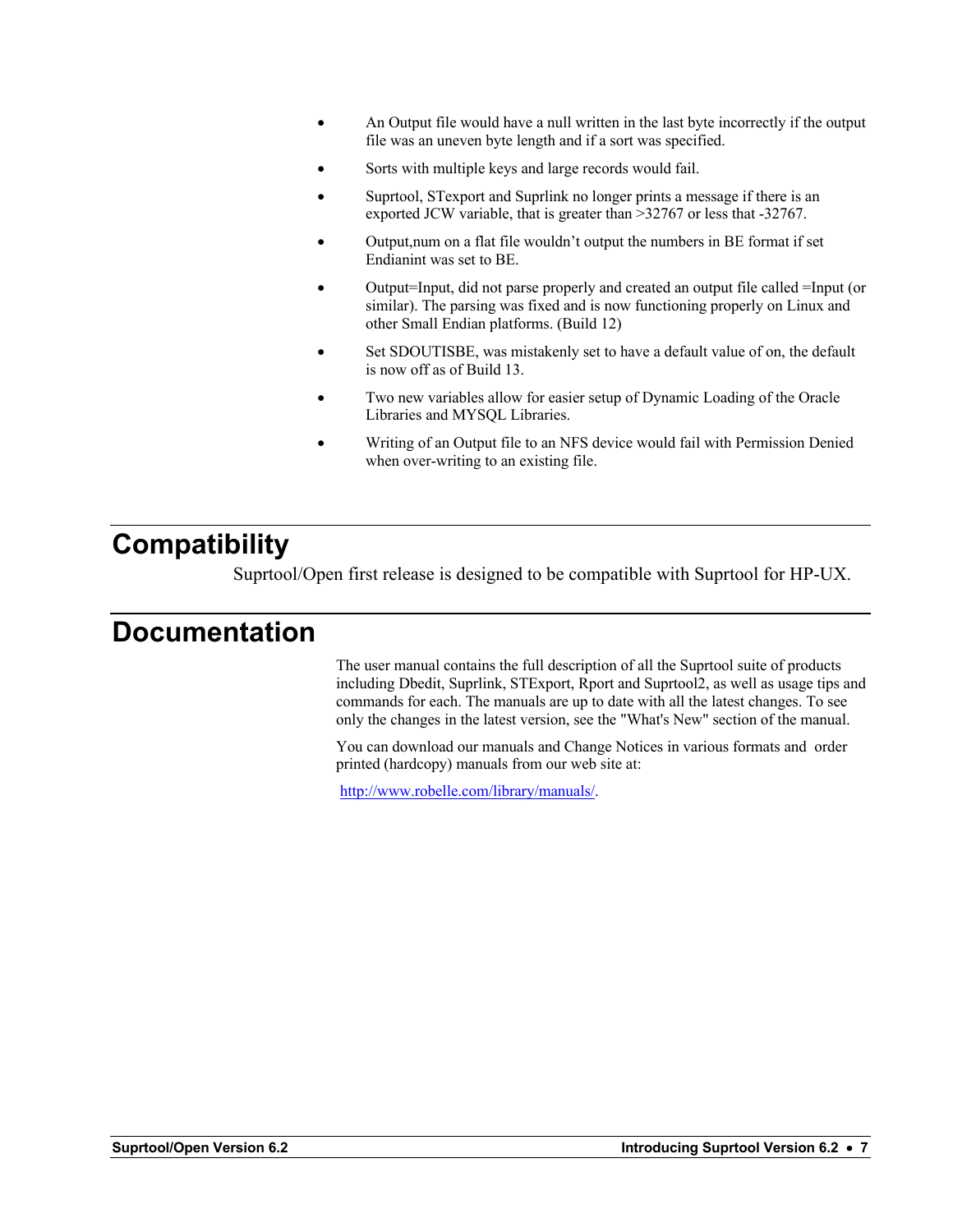- An Output file would have a null written in the last byte incorrectly if the output file was an uneven byte length and if a sort was specified.
- Sorts with multiple keys and large records would fail.
- Suprtool, STexport and Suprlink no longer prints a message if there is an exported JCW variable, that is greater than >32767 or less that -32767.
- Output,num on a flat file wouldn't output the numbers in BE format if set Endianint was set to BE.
- Output=Input, did not parse properly and created an output file called =Input (or similar). The parsing was fixed and is now functioning properly on Linux and other Small Endian platforms. (Build 12)
- Set SDOUTISBE, was mistakenly set to have a default value of on, the default is now off as of Build 13.
- Two new variables allow for easier setup of Dynamic Loading of the Oracle Libraries and MYSQL Libraries.
- Writing of an Output file to an NFS device would fail with Permission Denied when over-writing to an existing file.

# Compatibility

Suprtool/Open first release is designed to be compatible with Suprtool for HP-UX.

# Documentation

The user manual contains the full description of all the Suprtool suite of products including Dbedit, Suprlink, STExport, Rport and Suprtool2, as well as usage tips and commands for each. The manuals are up to date with all the latest changes. To see only the changes in the latest version, see the "What's New" section of the manual.

You can download our manuals and Change Notices in various formats and order printed (hardcopy) manuals from our web site at:

http://www.robelle.com/library/manuals/.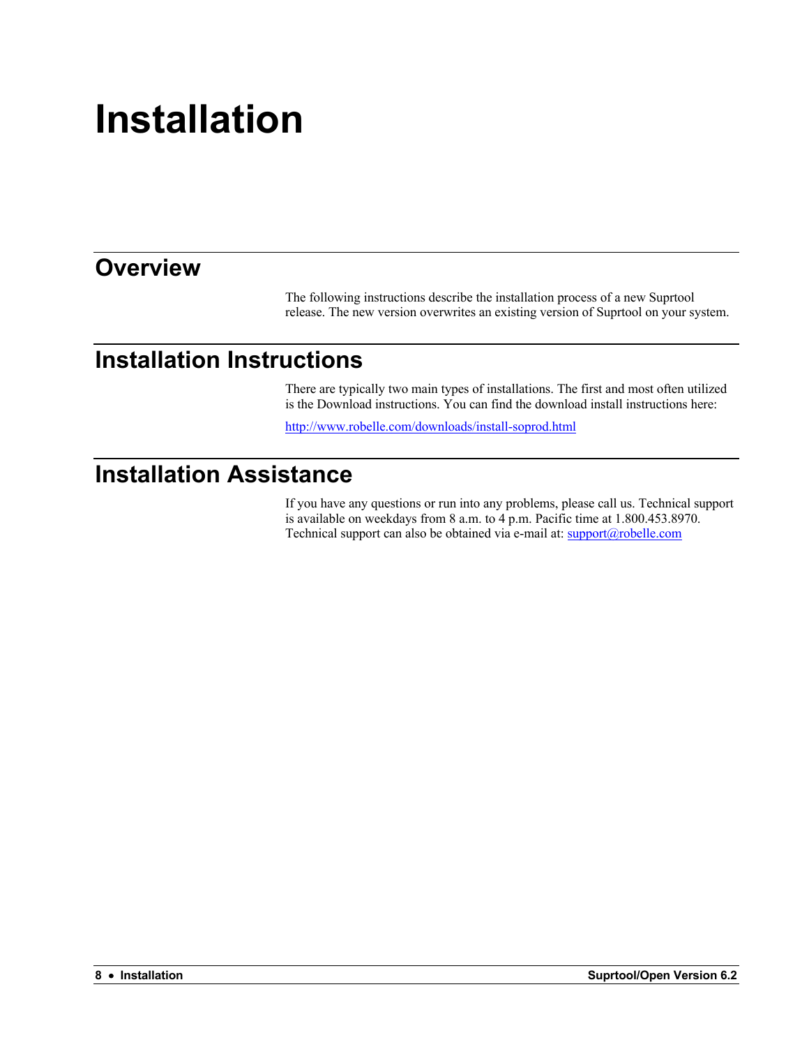# Installation

## Overview

The following instructions describe the installation process of a new Suprtool release. The new version overwrites an existing version of Suprtool on your system.

## Installation Instructions

There are typically two main types of installations. The first and most often utilized is the Download instructions. You can find the download install instructions here:

http://www.robelle.com/downloads/install-soprod.html

## Installation Assistance

If you have any questions or run into any problems, please call us. Technical support is available on weekdays from 8 a.m. to 4 p.m. Pacific time at 1.800.453.8970. Technical support can also be obtained via e-mail at: support@robelle.com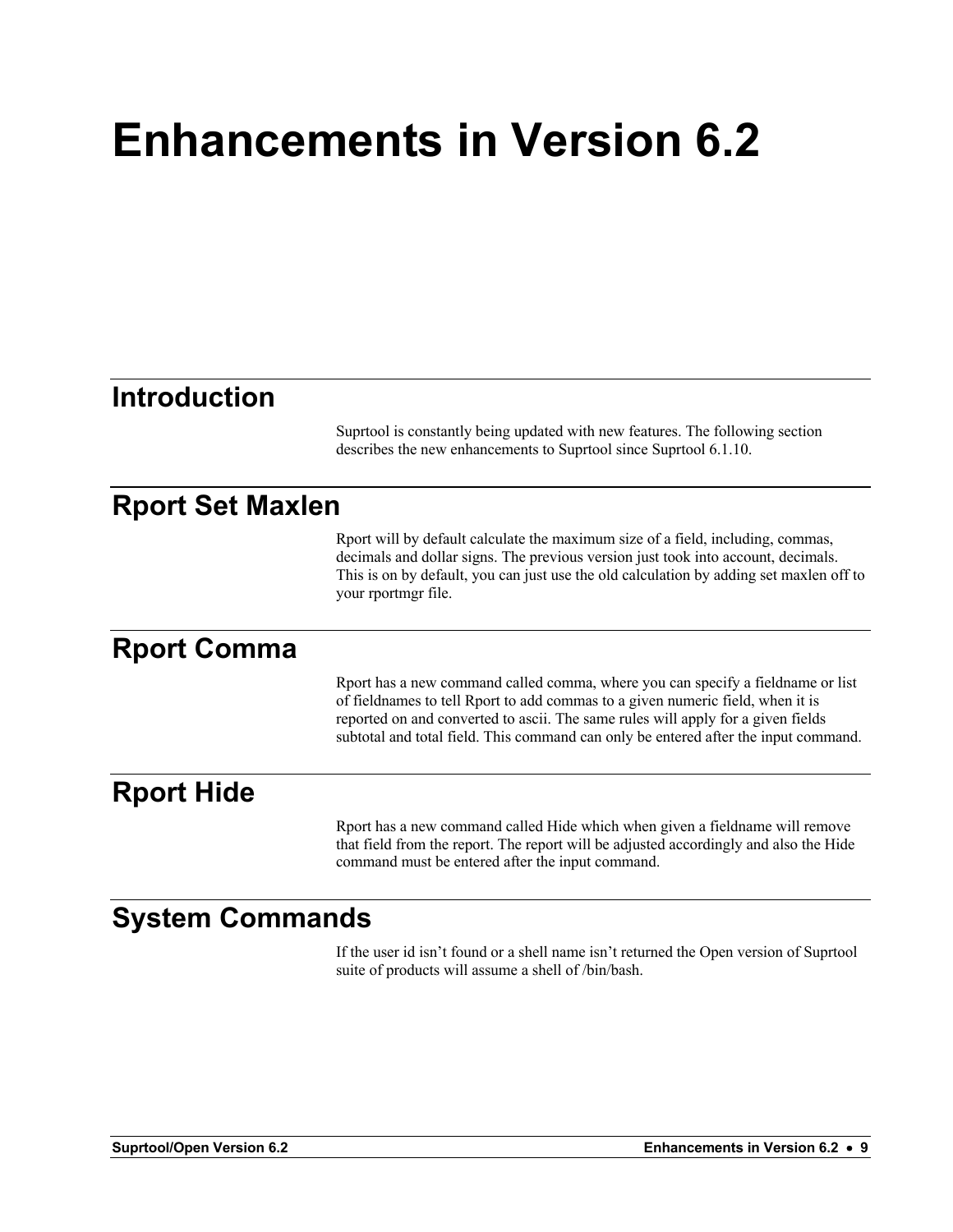# Enhancements in Version 6.2

## Introduction

Suprtool is constantly being updated with new features. The following section describes the new enhancements to Suprtool since Suprtool 6.1.10.

## Rport Set Maxlen

Rport will by default calculate the maximum size of a field, including, commas, decimals and dollar signs. The previous version just took into account, decimals. This is on by default, you can just use the old calculation by adding set maxlen off to your rportmgr file.

## Rport Comma

Rport has a new command called comma, where you can specify a fieldname or list of fieldnames to tell Rport to add commas to a given numeric field, when it is reported on and converted to ascii. The same rules will apply for a given fields subtotal and total field. This command can only be entered after the input command.

## Rport Hide

Rport has a new command called Hide which when given a fieldname will remove that field from the report. The report will be adjusted accordingly and also the Hide command must be entered after the input command.

## System Commands

If the user id isn't found or a shell name isn't returned the Open version of Suprtool suite of products will assume a shell of /bin/bash.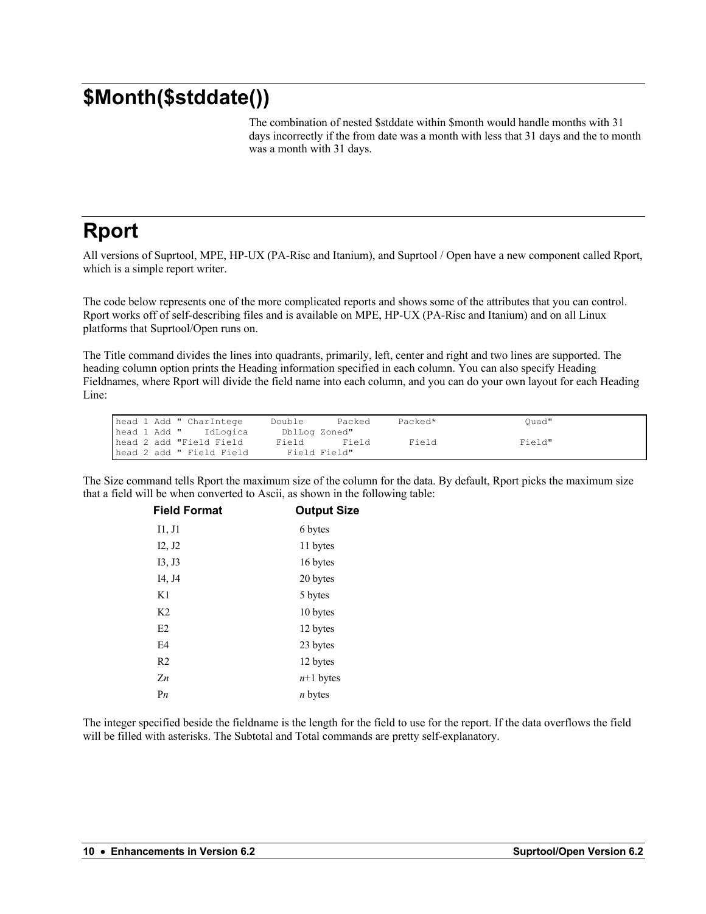# $Month($stddate())

The combination of nested $stddate within $month would handle months with 31 days incorrectly if the from date was a month with less that 31 days and the to month was a month with 31 days.

# Rport

All versions of Suprtool, MPE, HP-UX (PA-Risc and Itanium), and Suprtool / Open have a new component called Rport, which is a simple report writer.

The code below represents one of the more complicated reports and shows some of the attributes that you can control. Rport works off of self-describing files and is available on MPE, HP-UX (PA-Risc and Itanium) and on all Linux platforms that Suprtool/Open runs on.

The Title command divides the lines into quadrants, primarily, left, center and right and two lines are supported. The heading column option prints the Heading information specified in each column. You can also specify Heading Fieldnames, where Rport will divide the field name into each column, and you can do your own layout for each Heading Line:

```
head 1 Add " CharIntege      Double       Packed      Packed*               Quad"
head 1 Add "    IdLogica      DblLog Zoned"
head 2 add "Field Field      Field       Field        Field               Field"
head 2 add " Field Field       Field Field"
```

The Size command tells Rport the maximum size of the column for the data. By default, Rport picks the maximum size that a field will be when converted to Ascii, as shown in the following table:

| Field Format | Output Size |
|---|---|
| I1, J1 | 6 bytes |
| I2, J2 | 11 bytes |
| I3, J3 | 16 bytes |
| I4, J4 | 20 bytes |
| K1 | 5 bytes |
| K2 | 10 bytes |
| E2 | 12 bytes |
| E4 | 23 bytes |
| R2 | 12 bytes |
| Z*n* | *n*+1 bytes |
| P*n* | *n* bytes |

The integer specified beside the fieldname is the length for the field to use for the report. If the data overflows the field will be filled with asterisks. The Subtotal and Total commands are pretty self-explanatory.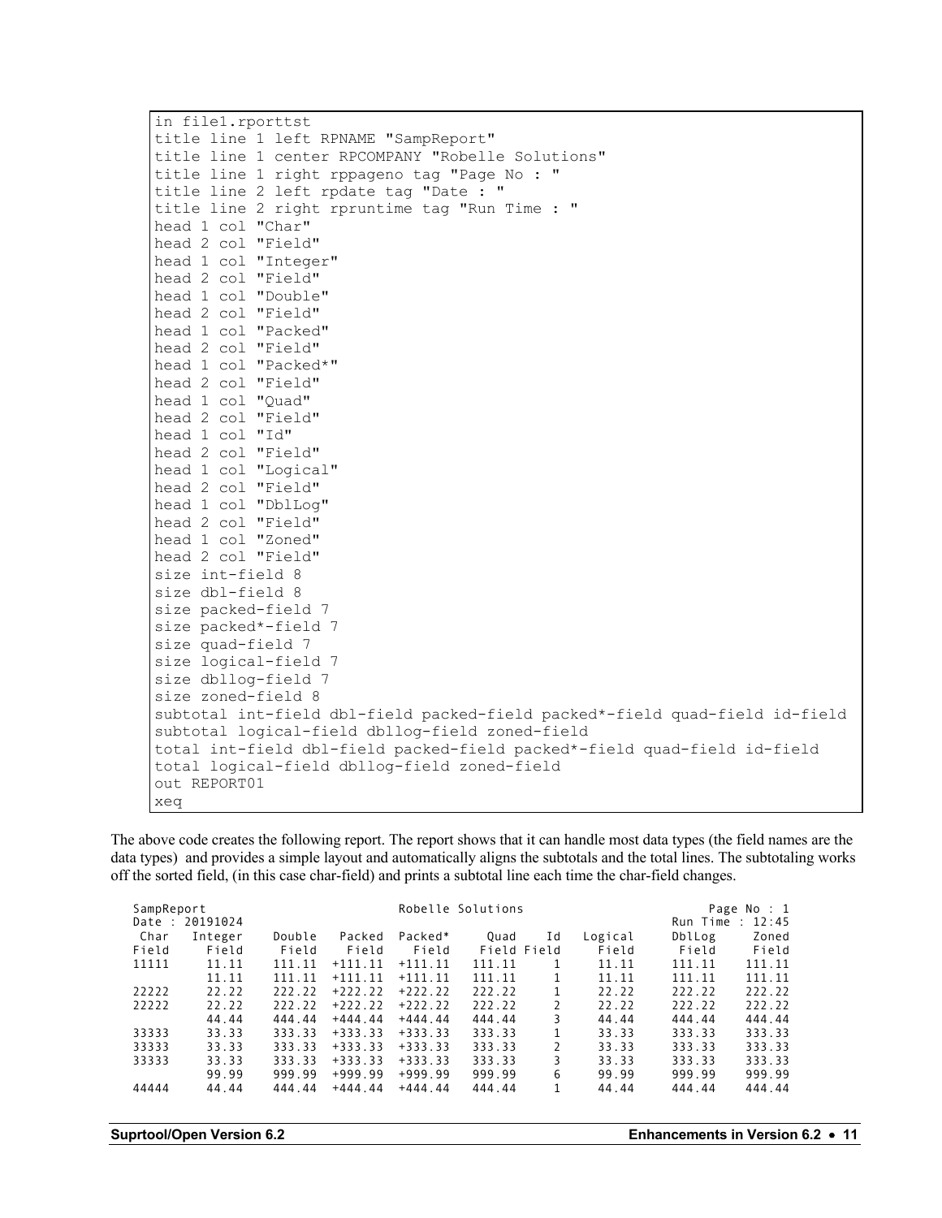```
in file1.rporttst
title line 1 left RPNAME "SampReport"
title line 1 center RPCOMPANY "Robelle Solutions"
title line 1 right rppageno tag "Page No : "
title line 2 left rpdate tag "Date : "
title line 2 right rpruntime tag "Run Time : "
head 1 col "Char"
head 2 col "Field"
head 1 col "Integer"
head 2 col "Field"
head 1 col "Double"
head 2 col "Field"
head 1 col "Packed"
head 2 col "Field"
head 1 col "Packed*"
head 2 col "Field"
head 1 col "Quad"
head 2 col "Field"
head 1 col "Id"
head 2 col "Field"
head 1 col "Logical"
head 2 col "Field"
head 1 col "DblLog"
head 2 col "Field"
head 1 col "Zoned"
head 2 col "Field"
size int-field 8
size dbl-field 8
size packed-field 7
size packed*-field 7
size quad-field 7
size logical-field 7
size dbllog-field 7
size zoned-field 8
subtotal int-field dbl-field packed-field packed*-field quad-field id-field
subtotal logical-field dbllog-field zoned-field
total int-field dbl-field packed-field packed*-field quad-field id-field
total logical-field dbllog-field zoned-field
out REPORT01
xeq
```

The above code creates the following report. The report shows that it can handle most data types (the field names are the data types) and provides a simple layout and automatically aligns the subtotals and the total lines. The subtotaling works off the sorted field, (in this case char-field) and prints a subtotal line each time the char-field changes.

```
SampReport                          Robelle Solutions                    Page No : 1
Date : 20191024                                                      Run Time : 12:45
 Char   Integer   Double   Packed  Packed*   Quad    Id   Logical    DblLog    Zoned
Field     Field    Field    Field    Field   Field Field    Field     Field    Field
11111     11.11   111.11  +111.11  +111.11  111.11    1     11.11    111.11   111.11
          11.11   111.11  +111.11  +111.11  111.11    1     11.11    111.11   111.11
22222     22.22   222.22  +222.22  +222.22  222.22    1     22.22    222.22   222.22
22222     22.22   222.22  +222.22  +222.22  222.22    2     22.22    222.22   222.22
          44.44   444.44  +444.44  +444.44  444.44    3     44.44    444.44   444.44
33333     33.33   333.33  +333.33  +333.33  333.33    1     33.33    333.33   333.33
33333     33.33   333.33  +333.33  +333.33  333.33    2     33.33    333.33   333.33
33333     33.33   333.33  +333.33  +333.33  333.33    3     33.33    333.33   333.33
          99.99   999.99  +999.99  +999.99  999.99    6     99.99    999.99   999.99
44444     44.44   444.44  +444.44  +444.44  444.44    1     44.44    444.44   444.44
```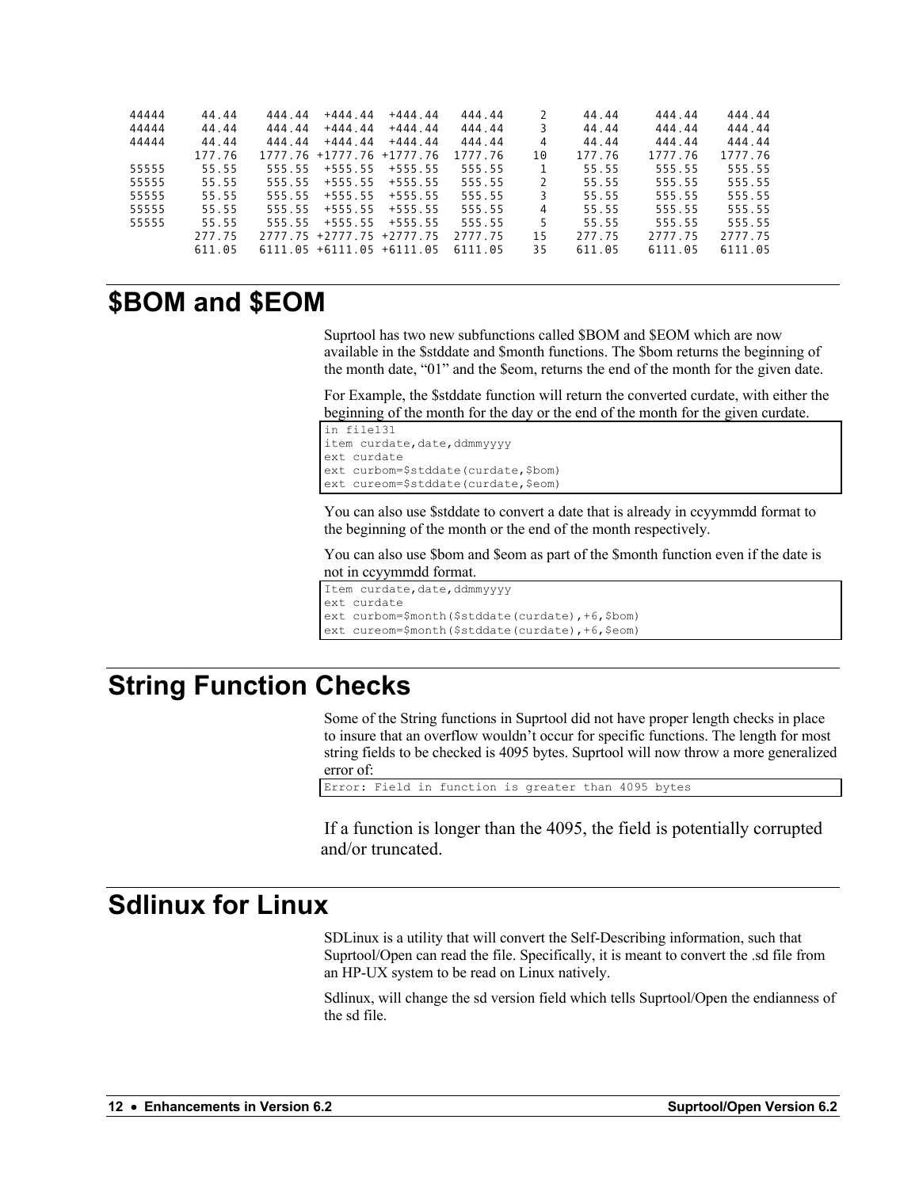```
44444      44.44    444.44  +444.44  +444.44   444.44     2     44.44     444.44    444.44
44444      44.44    444.44  +444.44  +444.44   444.44     3     44.44     444.44    444.44
44444      44.44    444.44  +444.44  +444.44   444.44     4     44.44     444.44    444.44
          177.76   1777.76 +1777.76 +1777.76  1777.76    10    177.76    1777.76   1777.76
55555      55.55    555.55  +555.55  +555.55   555.55     1     55.55     555.55    555.55
55555      55.55    555.55  +555.55  +555.55   555.55     2     55.55     555.55    555.55
55555      55.55    555.55  +555.55  +555.55   555.55     3     55.55     555.55    555.55
55555      55.55    555.55  +555.55  +555.55   555.55     4     55.55     555.55    555.55
55555      55.55    555.55  +555.55  +555.55   555.55     5     55.55     555.55    555.55
          277.75   2777.75 +2777.75 +2777.75  2777.75    15    277.75    2777.75   2777.75
          611.05   6111.05 +6111.05 +6111.05  6111.05    35    611.05    6111.05   6111.05
```

# $BOM and $EOM

Suprtool has two new subfunctions called $BOM and $EOM which are now available in the $stddate and $month functions. The $bom returns the beginning of the month date, “01” and the $eom, returns the end of the month for the given date.

For Example, the $stddate function will return the converted curdate, with either the beginning of the month for the day or the end of the month for the given curdate.

```
in file131
item curdate,date,ddmmyyyy
ext curdate
ext curbom=$stddate(curdate,$bom)
ext cureom=$stddate(curdate,$eom)
```

You can also use $stddate to convert a date that is already in ccyymmdd format to the beginning of the month or the end of the month respectively.

You can also use $bom and $eom as part of the $month function even if the date is not in ccyymmdd format.

```
Item curdate,date,ddmmyyyy
ext curdate
ext curbom=$month($stddate(curdate),+6,$bom)
ext cureom=$month($stddate(curdate),+6,$eom)
```

# String Function Checks

Some of the String functions in Suprtool did not have proper length checks in place to insure that an overflow wouldn’t occur for specific functions. The length for most string fields to be checked is 4095 bytes. Suprtool will now throw a more generalized error of:

```
Error: Field in function is greater than 4095 bytes
```

If a function is longer than the 4095, the field is potentially corrupted and/or truncated.

# Sdlinux for Linux

SDLinux is a utility that will convert the Self-Describing information, such that Suprtool/Open can read the file. Specifically, it is meant to convert the .sd file from an HP-UX system to be read on Linux natively.

Sdlinux, will change the sd version field which tells Suprtool/Open the endianness of the sd file.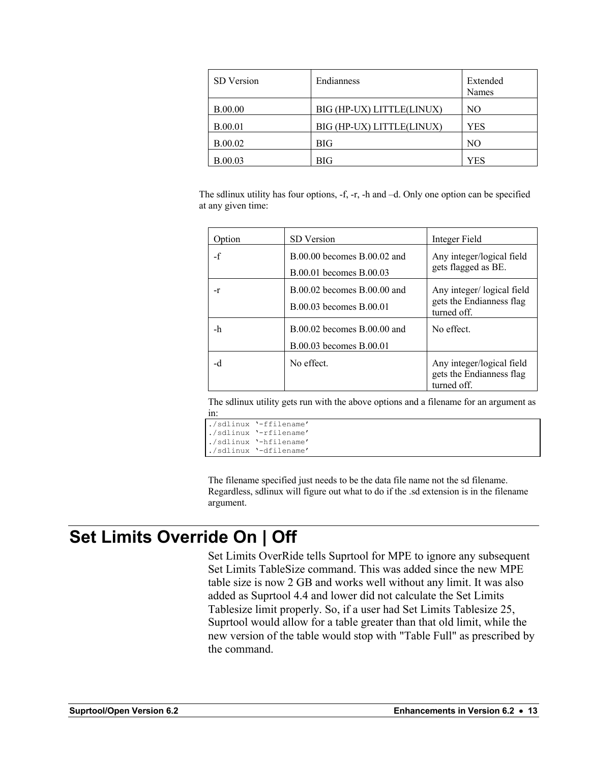| SD Version | Endianness | Extended Names |
| --- | --- | --- |
| B.00.00 | BIG (HP-UX) LITTLE(LINUX) | NO |
| B.00.01 | BIG (HP-UX) LITTLE(LINUX) | YES |
| B.00.02 | BIG | NO |
| B.00.03 | BIG | YES |

The sdlinux utility has four options, -f, -r, -h and –d. Only one option can be specified at any given time:

| Option | SD Version | Integer Field |
| --- | --- | --- |
| -f | B.00.00 becomes B.00.02 and B.00.01 becomes B.00.03 | Any integer/logical field gets flagged as BE. |
| -r | B.00.02 becomes B.00.00 and B.00.03 becomes B.00.01 | Any integer/ logical field gets the Endianness flag turned off. |
| -h | B.00.02 becomes B.00.00 and B.00.03 becomes B.00.01 | No effect. |
| -d | No effect. | Any integer/logical field gets the Endianness flag turned off. |

The sdlinux utility gets run with the above options and a filename for an argument as in:

```
./sdlinux '-ffilename'
./sdlinux '-rfilename'
./sdlinux '-hfilename'
./sdlinux '-dfilename'
```

The filename specified just needs to be the data file name not the sd filename. Regardless, sdlinux will figure out what to do if the .sd extension is in the filename argument.

# Set Limits Override On | Off

Set Limits OverRide tells Suprtool for MPE to ignore any subsequent Set Limits TableSize command. This was added since the new MPE table size is now 2 GB and works well without any limit. It was also added as Suprtool 4.4 and lower did not calculate the Set Limits Tablesize limit properly. So, if a user had Set Limits Tablesize 25, Suprtool would allow for a table greater than that old limit, while the new version of the table would stop with "Table Full" as prescribed by the command.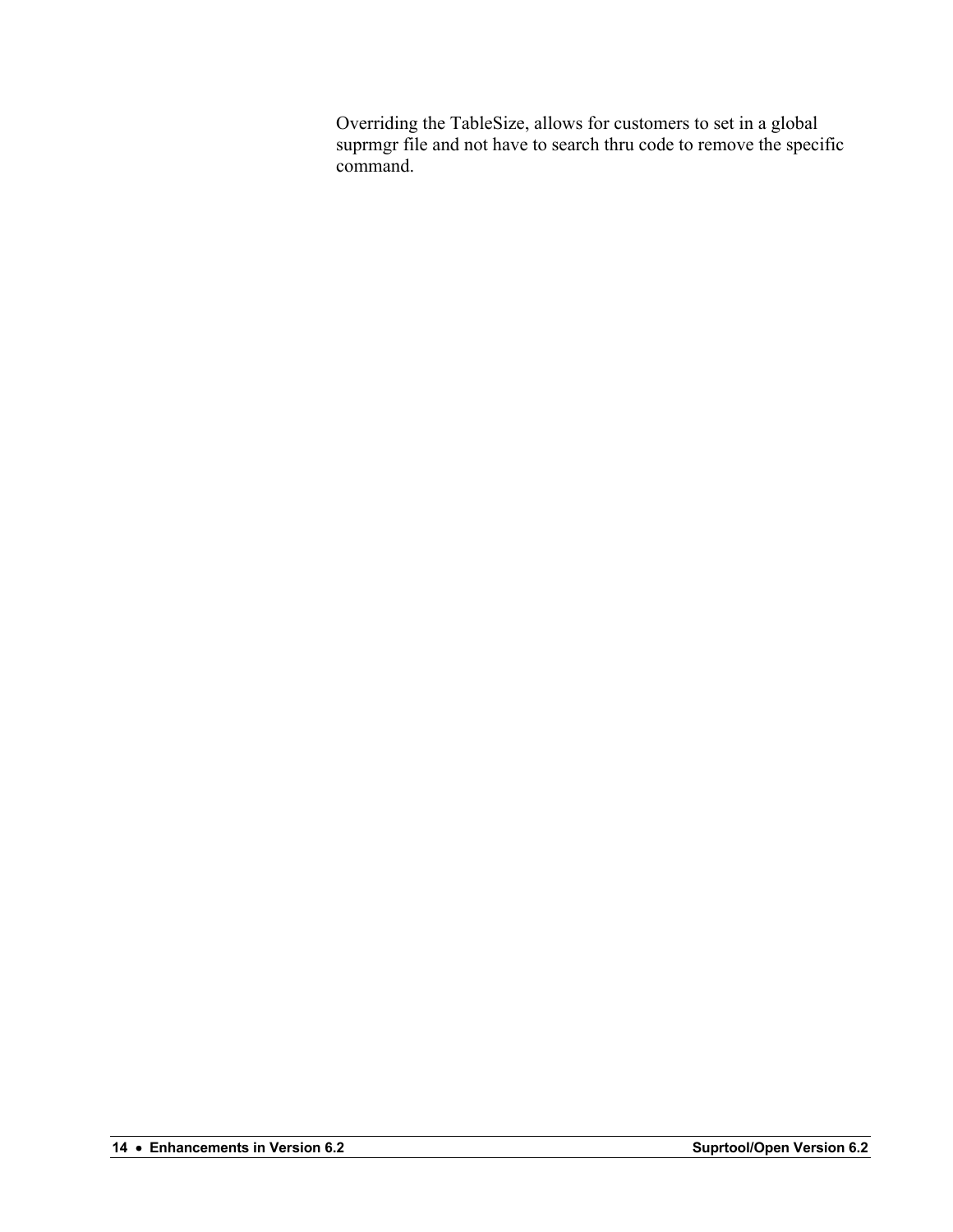Overriding the TableSize, allows for customers to set in a global suprmgr file and not have to search thru code to remove the specific command.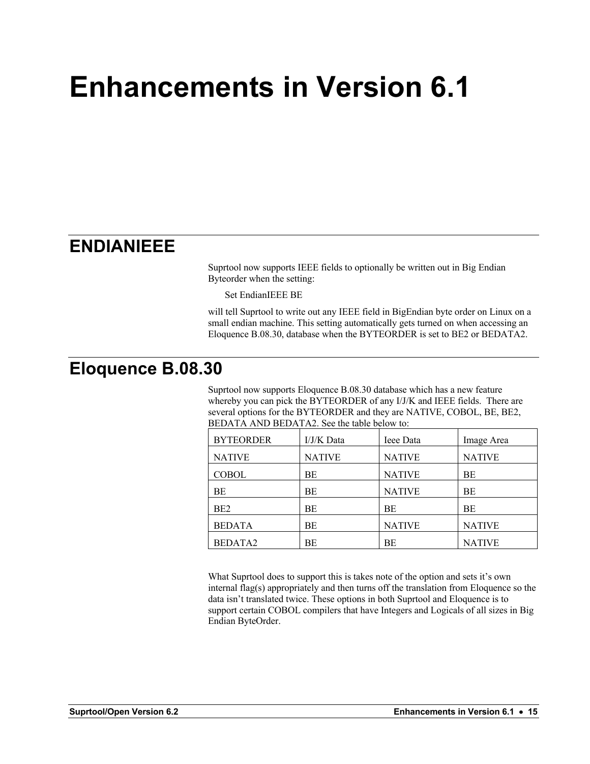# Enhancements in Version 6.1

## ENDIANIEEE

Suprtool now supports IEEE fields to optionally be written out in Big Endian Byteorder when the setting:

```
Set EndianIEEE BE
```

will tell Suprtool to write out any IEEE field in BigEndian byte order on Linux on a small endian machine. This setting automatically gets turned on when accessing an Eloquence B.08.30, database when the BYTEORDER is set to BE2 or BEDATA2.

## Eloquence B.08.30

Suprtool now supports Eloquence B.08.30 database which has a new feature whereby you can pick the BYTEORDER of any I/J/K and IEEE fields.  There are several options for the BYTEORDER and they are NATIVE, COBOL, BE, BE2, BEDATA AND BEDATA2. See the table below to:

| BYTEORDER | I/J/K Data | Ieee Data | Image Area |
|---|---|---|---|
| NATIVE | NATIVE | NATIVE | NATIVE |
| COBOL | BE | NATIVE | BE |
| BE | BE | NATIVE | BE |
| BE2 | BE | BE | BE |
| BEDATA | BE | NATIVE | NATIVE |
| BEDATA2 | BE | BE | NATIVE |

What Suprtool does to support this is takes note of the option and sets it's own internal flag(s) appropriately and then turns off the translation from Eloquence so the data isn't translated twice. These options in both Suprtool and Eloquence is to support certain COBOL compilers that have Integers and Logicals of all sizes in Big Endian ByteOrder.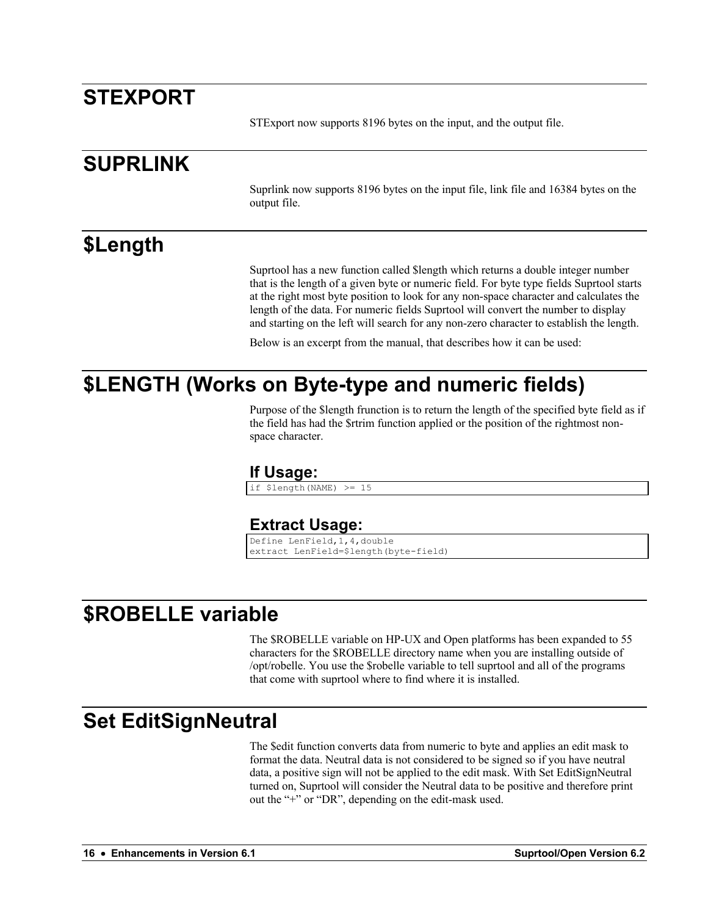# STEXPORT

STExport now supports 8196 bytes on the input, and the output file.

# SUPRLINK

Suprlink now supports 8196 bytes on the input file, link file and 16384 bytes on the output file.

# $Length

Suprtool has a new function called $length which returns a double integer number that is the length of a given byte or numeric field. For byte type fields Suprtool starts at the right most byte position to look for any non-space character and calculates the length of the data. For numeric fields Suprtool will convert the number to display and starting on the left will search for any non-zero character to establish the length.

Below is an excerpt from the manual, that describes how it can be used:

# $LENGTH (Works on Byte-type and numeric fields)

Purpose of the $length frunction is to return the length of the specified byte field as if the field has had the $rtrim function applied or the position of the rightmost non-space character.

## If Usage:

```
if $length(NAME) >= 15
```

## Extract Usage:

```
Define LenField,1,4,double
extract LenField=$length(byte-field)
```

# $ROBELLE variable

The $ROBELLE variable on HP-UX and Open platforms has been expanded to 55 characters for the $ROBELLE directory name when you are installing outside of /opt/robelle. You use the $robelle variable to tell suprtool and all of the programs that come with suprtool where to find where it is installed.

# Set EditSignNeutral

The $edit function converts data from numeric to byte and applies an edit mask to format the data. Neutral data is not considered to be signed so if you have neutral data, a positive sign will not be applied to the edit mask. With Set EditSignNeutral turned on, Suprtool will consider the Neutral data to be positive and therefore print out the “+” or “DR”, depending on the edit-mask used.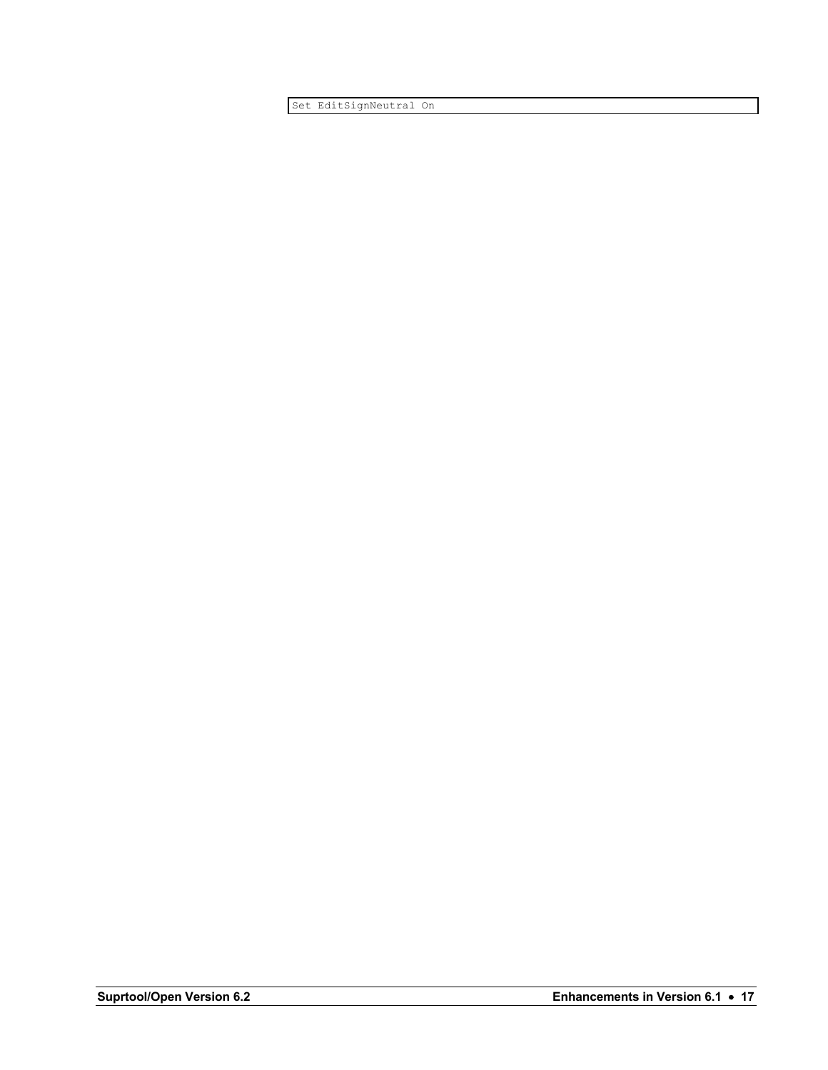```
Set EditSignNeutral On
```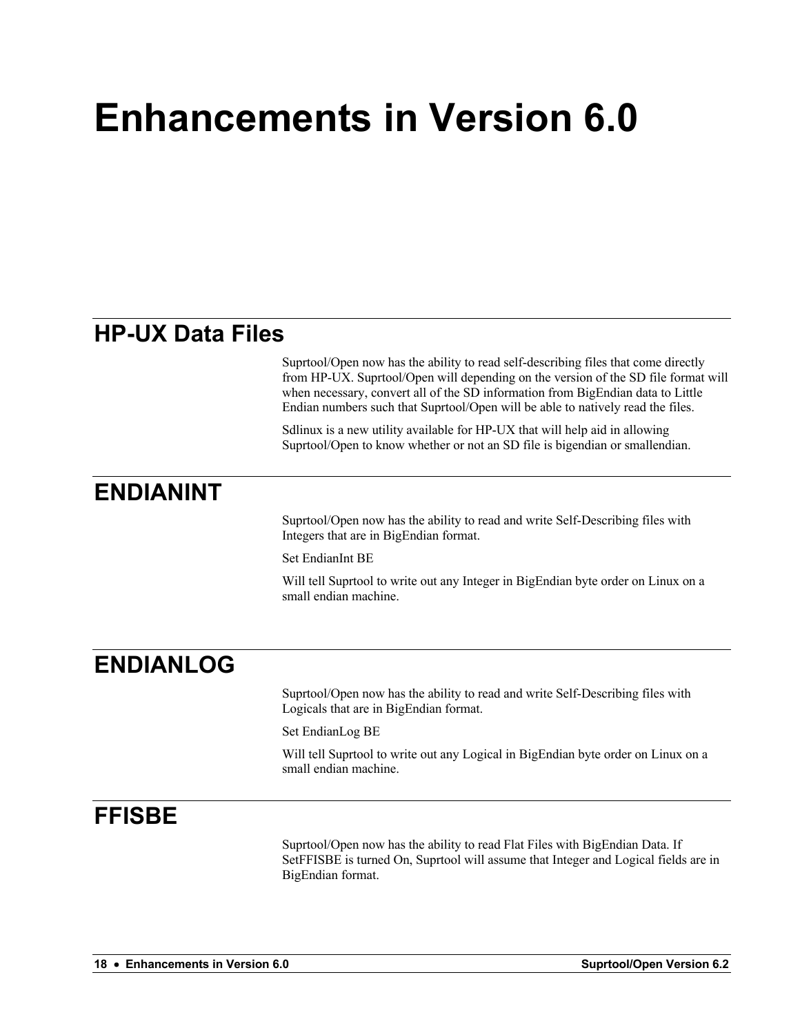# Enhancements in Version 6.0

## HP-UX Data Files

Suprtool/Open now has the ability to read self-describing files that come directly from HP-UX. Suprtool/Open will depending on the version of the SD file format will when necessary, convert all of the SD information from BigEndian data to Little Endian numbers such that Suprtool/Open will be able to natively read the files.

Sdlinux is a new utility available for HP-UX that will help aid in allowing Suprtool/Open to know whether or not an SD file is bigendian or smallendian.

## ENDIANINT

Suprtool/Open now has the ability to read and write Self-Describing files with Integers that are in BigEndian format.

Set EndianInt BE

Will tell Suprtool to write out any Integer in BigEndian byte order on Linux on a small endian machine.

## ENDIANLOG

Suprtool/Open now has the ability to read and write Self-Describing files with Logicals that are in BigEndian format.

Set EndianLog BE

Will tell Suprtool to write out any Logical in BigEndian byte order on Linux on a small endian machine.

## FFISBE

Suprtool/Open now has the ability to read Flat Files with BigEndian Data. If SetFFISBE is turned On, Suprtool will assume that Integer and Logical fields are in BigEndian format.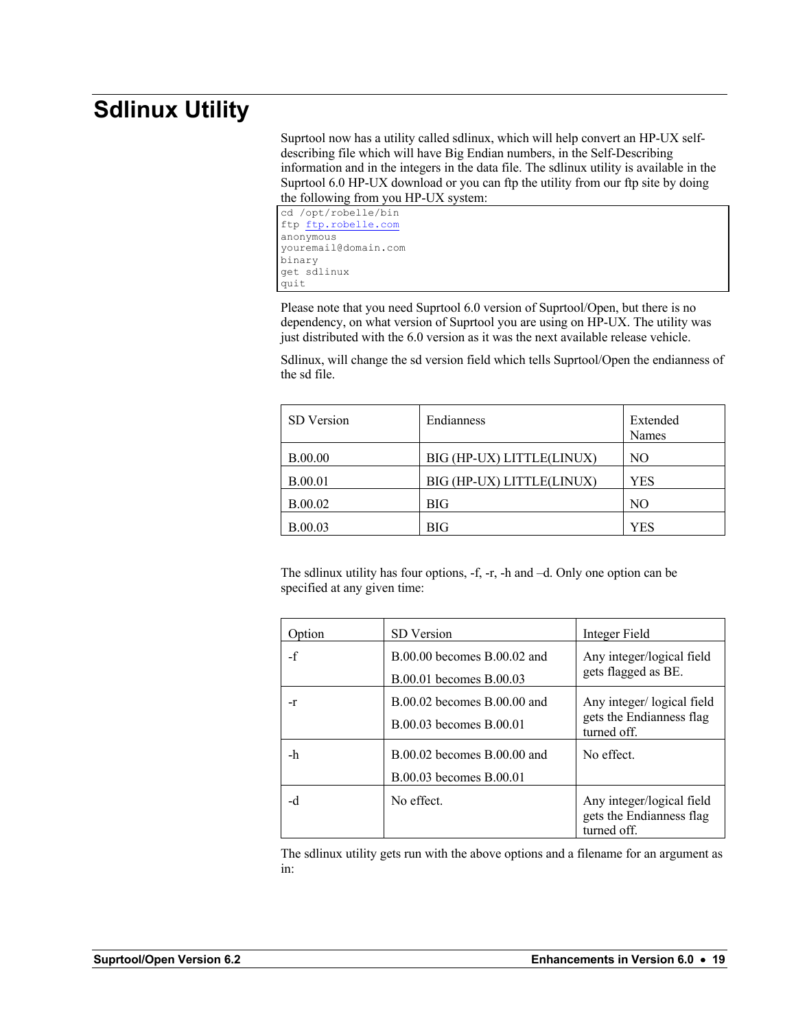# Sdlinux Utility

Suprtool now has a utility called sdlinux, which will help convert an HP-UX self-describing file which will have Big Endian numbers, in the Self-Describing information and in the integers in the data file. The sdlinux utility is available in the Suprtool 6.0 HP-UX download or you can ftp the utility from our ftp site by doing the following from you HP-UX system:

```
cd /opt/robelle/bin
ftp ftp.robelle.com
anonymous
youremail@domain.com
binary
get sdlinux
quit
```

Please note that you need Suprtool 6.0 version of Suprtool/Open, but there is no dependency, on what version of Suprtool you are using on HP-UX. The utility was just distributed with the 6.0 version as it was the next available release vehicle.

Sdlinux, will change the sd version field which tells Suprtool/Open the endianness of the sd file.

| SD Version | Endianness | Extended Names |
|---|---|---|
| B.00.00 | BIG (HP-UX) LITTLE(LINUX) | NO |
| B.00.01 | BIG (HP-UX) LITTLE(LINUX) | YES |
| B.00.02 | BIG | NO |
| B.00.03 | BIG | YES |

The sdlinux utility has four options, -f, -r, -h and –d. Only one option can be specified at any given time:

| Option | SD Version | Integer Field |
|---|---|---|
| -f | B.00.00 becomes B.00.02 and B.00.01 becomes B.00.03 | Any integer/logical field gets flagged as BE. |
| -r | B.00.02 becomes B.00.00 and B.00.03 becomes B.00.01 | Any integer/ logical field gets the Endianness flag turned off. |
| -h | B.00.02 becomes B.00.00 and B.00.03 becomes B.00.01 | No effect. |
| -d | No effect. | Any integer/logical field gets the Endianness flag turned off. |

The sdlinux utility gets run with the above options and a filename for an argument as in: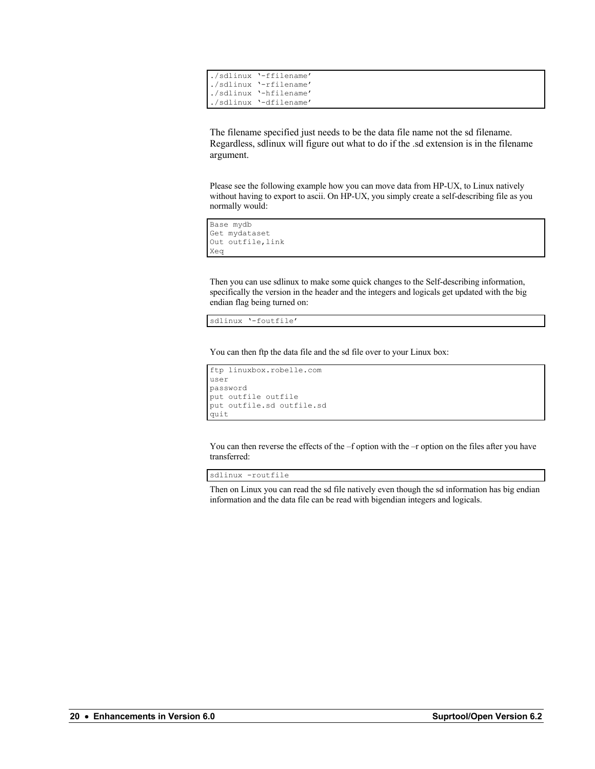```
./sdlinux '-ffilename'
./sdlinux '-rfilename'
./sdlinux '-hfilename'
./sdlinux '-dfilename'
```

The filename specified just needs to be the data file name not the sd filename. Regardless, sdlinux will figure out what to do if the .sd extension is in the filename argument.

Please see the following example how you can move data from HP-UX, to Linux natively without having to export to ascii. On HP-UX, you simply create a self-describing file as you normally would:

```
Base mydb
Get mydataset
Out outfile,link
Xeq
```

Then you can use sdlinux to make some quick changes to the Self-describing information, specifically the version in the header and the integers and logicals get updated with the big endian flag being turned on:

```
sdlinux '-foutfile'
```

You can then ftp the data file and the sd file over to your Linux box:

```
ftp linuxbox.robelle.com
user
password
put outfile outfile
put outfile.sd outfile.sd
quit
```

You can then reverse the effects of the –f option with the –r option on the files after you have transferred:

```
sdlinux -routfile
```

Then on Linux you can read the sd file natively even though the sd information has big endian information and the data file can be read with bigendian integers and logicals.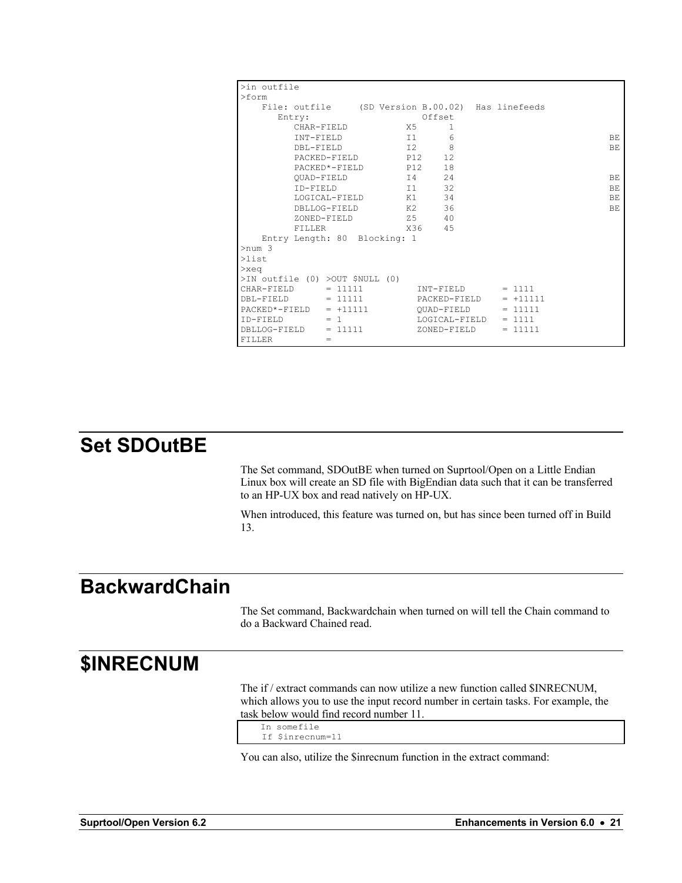```
>in outfile
>form
    File: outfile     (SD Version B.00.02)  Has linefeeds
       Entry:                     Offset
          CHAR-FIELD           X5      1
          INT-FIELD            I1      6                              BE
          DBL-FIELD            I2      8                              BE
          PACKED-FIELD         P12    12
          PACKED*-FIELD        P12    18
          QUAD-FIELD           I4     24                              BE
          ID-FIELD             I1     32                              BE
          LOGICAL-FIELD        K1     34                              BE
          DBLLOG-FIELD         K2     36                              BE
          ZONED-FIELD          Z5     40
          FILLER               X36    45
    Entry Length: 80  Blocking: 1
>num 3
>list
>xeq
>IN outfile (0) >OUT $NULL (0)
CHAR-FIELD      = 11111          INT-FIELD       = 1111
DBL-FIELD       = 11111          PACKED-FIELD    = +11111
PACKED*-FIELD   = +11111         QUAD-FIELD      = 11111
ID-FIELD        = 1              LOGICAL-FIELD   = 1111
DBLLOG-FIELD    = 11111          ZONED-FIELD     = 11111
FILLER          =
```

# Set SDOutBE

The Set command, SDOutBE when turned on Suprtool/Open on a Little Endian Linux box will create an SD file with BigEndian data such that it can be transferred to an HP-UX box and read natively on HP-UX.

When introduced, this feature was turned on, but has since been turned off in Build 13.

# BackwardChain

The Set command, Backwardchain when turned on will tell the Chain command to do a Backward Chained read.

# $INRECNUM

The if / extract commands can now utilize a new function called $INRECNUM, which allows you to use the input record number in certain tasks. For example, the task below would find record number 11.

```
    In somefile
    If $inrecnum=11
```

You can also, utilize the $inrecnum function in the extract command: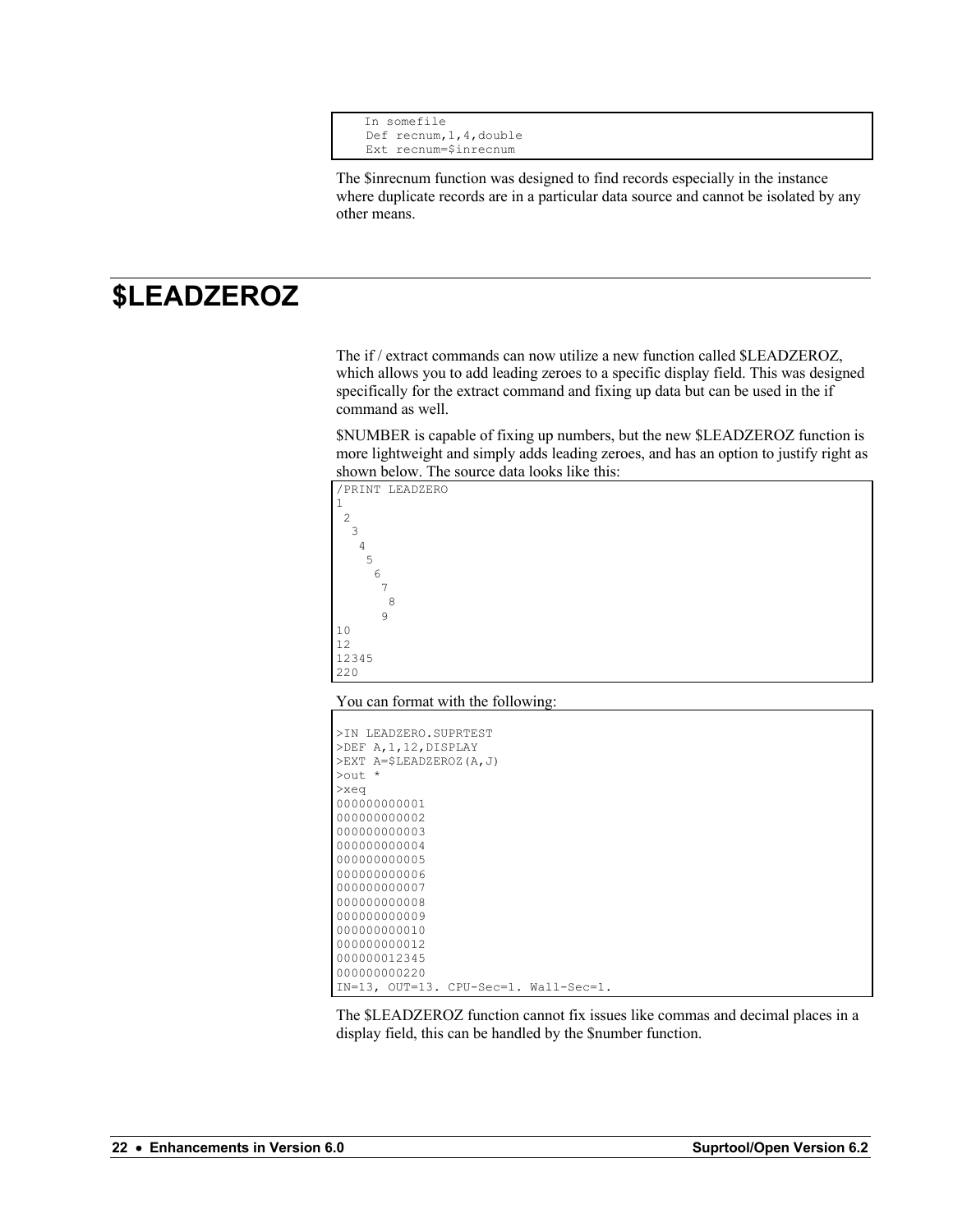```
In somefile
Def recnum,1,4,double
Ext recnum=$inrecnum
```

The $inrecnum function was designed to find records especially in the instance where duplicate records are in a particular data source and cannot be isolated by any other means.

# $LEADZEROZ

The if / extract commands can now utilize a new function called $LEADZEROZ, which allows you to add leading zeroes to a specific display field. This was designed specifically for the extract command and fixing up data but can be used in the if command as well.

$NUMBER is capable of fixing up numbers, but the new $LEADZEROZ function is more lightweight and simply adds leading zeroes, and has an option to justify right as shown below. The source data looks like this:

```
/PRINT LEADZERO
1
 2
  3
   4
    5
     6
      7
       8
      9
10
12
12345
220
```

You can format with the following:

```
>IN LEADZERO.SUPRTEST
>DEF A,1,12,DISPLAY
>EXT A=$LEADZEROZ(A,J)
>out *
>xeq
000000000001
000000000002
000000000003
000000000004
000000000005
000000000006
000000000007
000000000008
000000000009
000000000010
000000000012
000000012345
000000000220
IN=13, OUT=13. CPU-Sec=1. Wall-Sec=1.
```

The $LEADZEROZ function cannot fix issues like commas and decimal places in a display field, this can be handled by the $number function.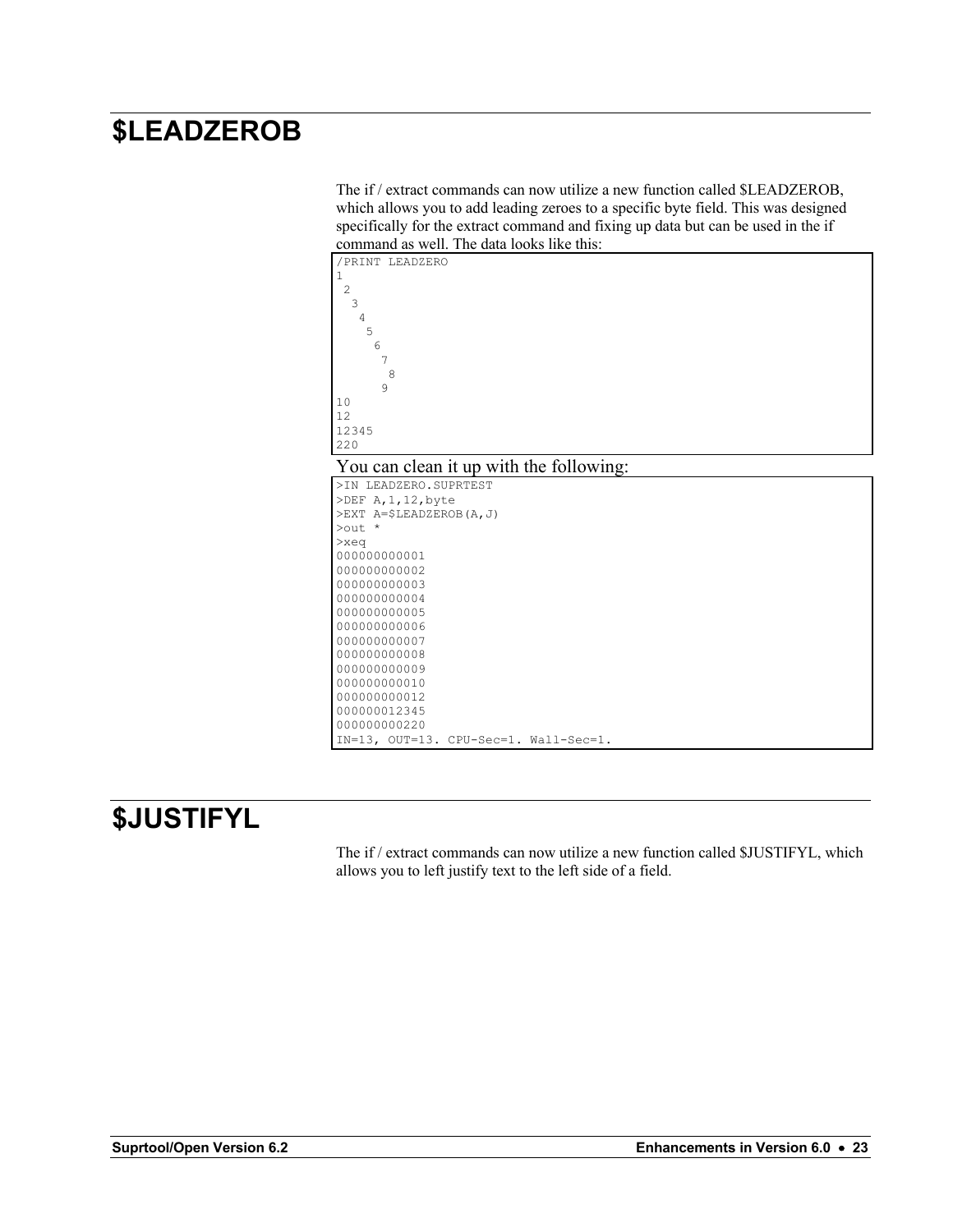# $LEADZEROB

The if / extract commands can now utilize a new function called $LEADZEROB, which allows you to add leading zeroes to a specific byte field. This was designed specifically for the extract command and fixing up data but can be used in the if command as well. The data looks like this:

```
/PRINT LEADZERO
1
 2
  3
   4
    5
     6
      7
       8
      9
10
12
12345
220
```

You can clean it up with the following:

```
>IN LEADZERO.SUPRTEST
>DEF A,1,12,byte
>EXT A=$LEADZEROB(A,J)
>out *
>xeq
000000000001
000000000002
000000000003
000000000004
000000000005
000000000006
000000000007
000000000008
000000000009
000000000010
000000000012
000000012345
000000000220
IN=13, OUT=13. CPU-Sec=1. Wall-Sec=1.
```

# $JUSTIFYL

The if / extract commands can now utilize a new function called $JUSTIFYL, which allows you to left justify text to the left side of a field.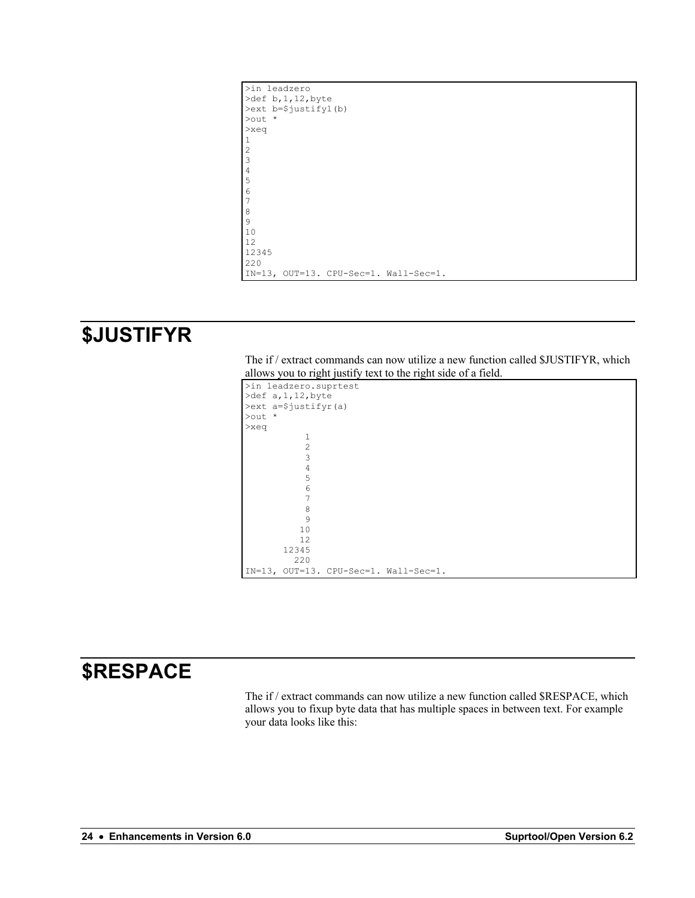```
>in leadzero
>def b,1,12,byte
>ext b=$justifyl(b)
>out *
>xeq
1
2
3
4
5
6
7
8
9
10
12
12345
220
IN=13, OUT=13. CPU-Sec=1. Wall-Sec=1.
```

## $JUSTIFYR

The if / extract commands can now utilize a new function called $JUSTIFYR, which allows you to right justify text to the right side of a field.

```
>in leadzero.suprtest
>def a,1,12,byte
>ext a=$justifyr(a)
>out *
>xeq
           1
           2
           3
           4
           5
           6
           7
           8
           9
          10
          12
       12345
         220
IN=13, OUT=13. CPU-Sec=1. Wall-Sec=1.
```

## $RESPACE

The if / extract commands can now utilize a new function called $RESPACE, which allows you to fixup byte data that has multiple spaces in between text. For example your data looks like this: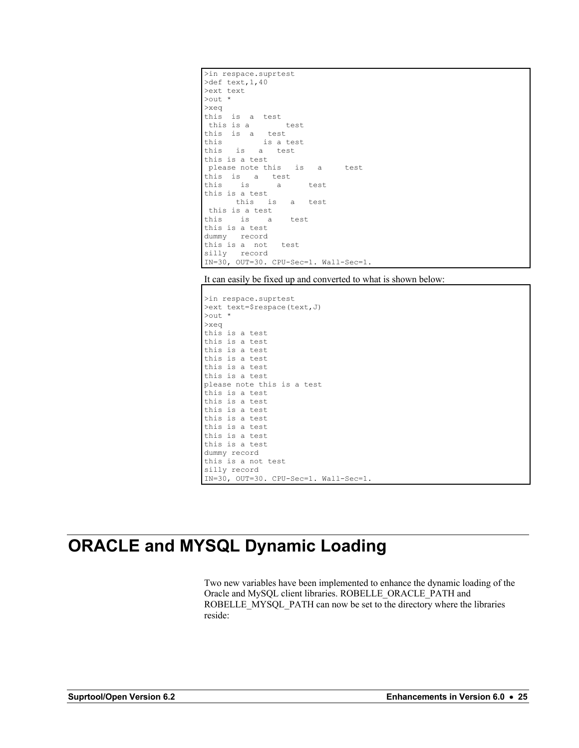```
>in respace.suprtest
>def text,1,40
>ext text
>out *
>xeq
this  is  a  test
 this is a        test
this  is  a   test
this         is a test
this   is   a   test
this is a test
 please note this   is   a     test
this  is   a   test
this    is      a      test
this is a test
       this   is   a   test
 this is a test
this    is    a    test
this is a test
dummy   record
this is a  not   test
silly   record
IN=30, OUT=30. CPU-Sec=1. Wall-Sec=1.
```

It can easily be fixed up and converted to what is shown below:

```
>in respace.suprtest
>ext text=$respace(text,J)
>out *
>xeq
this is a test
this is a test
this is a test
this is a test
this is a test
this is a test
please note this is a test
this is a test
this is a test
this is a test
this is a test
this is a test
this is a test
this is a test
dummy record
this is a not test
silly record
IN=30, OUT=30. CPU-Sec=1. Wall-Sec=1.
```

# ORACLE and MYSQL Dynamic Loading

Two new variables have been implemented to enhance the dynamic loading of the Oracle and MySQL client libraries. ROBELLE_ORACLE_PATH and ROBELLE_MYSQL_PATH can now be set to the directory where the libraries reside: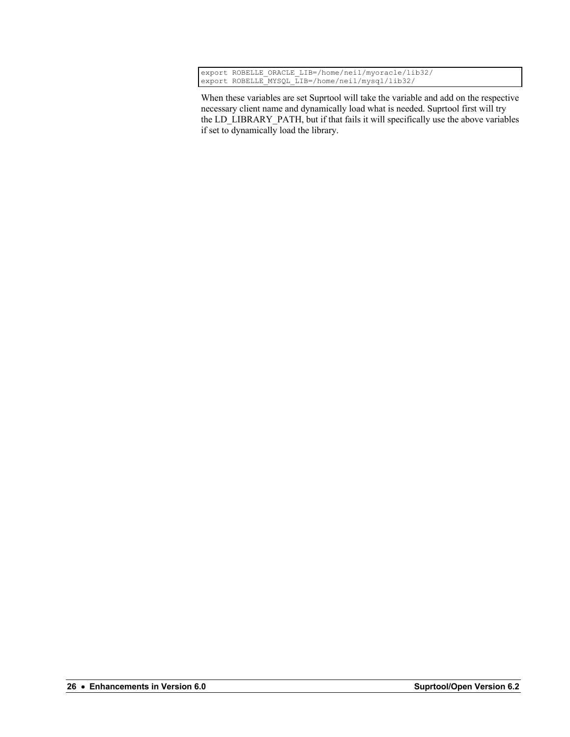```
export ROBELLE_ORACLE_LIB=/home/neil/myoracle/lib32/
export ROBELLE_MYSQL_LIB=/home/neil/mysql/lib32/
```

When these variables are set Suprtool will take the variable and add on the respective necessary client name and dynamically load what is needed. Suprtool first will try the LD_LIBRARY_PATH, but if that fails it will specifically use the above variables if set to dynamically load the library.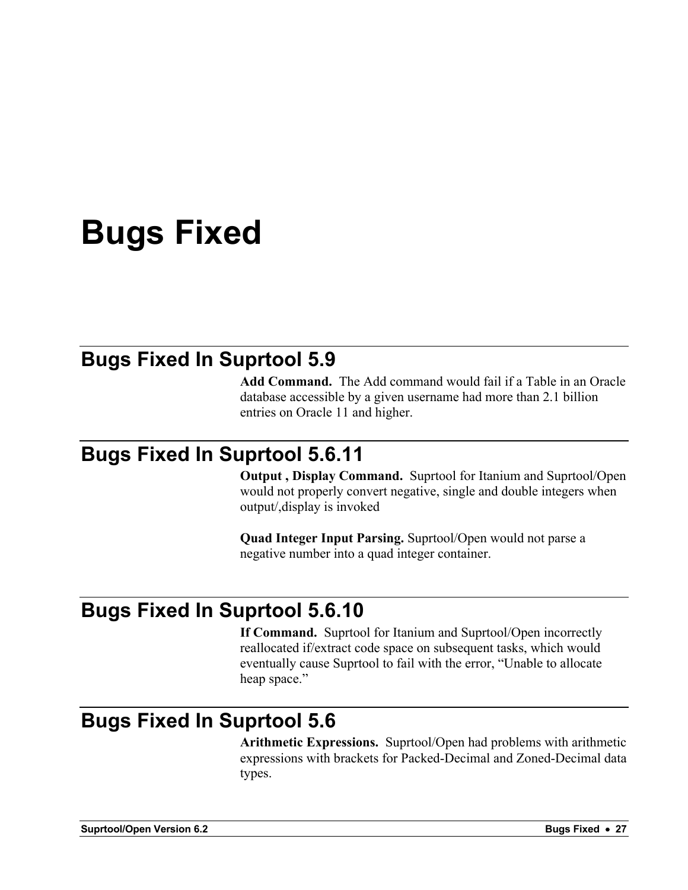# Bugs Fixed

## Bugs Fixed In Suprtool 5.9

**Add Command.** The Add command would fail if a Table in an Oracle database accessible by a given username had more than 2.1 billion entries on Oracle 11 and higher.

## Bugs Fixed In Suprtool 5.6.11

**Output , Display Command.** Suprtool for Itanium and Suprtool/Open would not properly convert negative, single and double integers when output/,display is invoked

**Quad Integer Input Parsing.** Suprtool/Open would not parse a negative number into a quad integer container.

## Bugs Fixed In Suprtool 5.6.10

**If Command.** Suprtool for Itanium and Suprtool/Open incorrectly reallocated if/extract code space on subsequent tasks, which would eventually cause Suprtool to fail with the error, “Unable to allocate heap space.”

## Bugs Fixed In Suprtool 5.6

**Arithmetic Expressions.** Suprtool/Open had problems with arithmetic expressions with brackets for Packed-Decimal and Zoned-Decimal data types.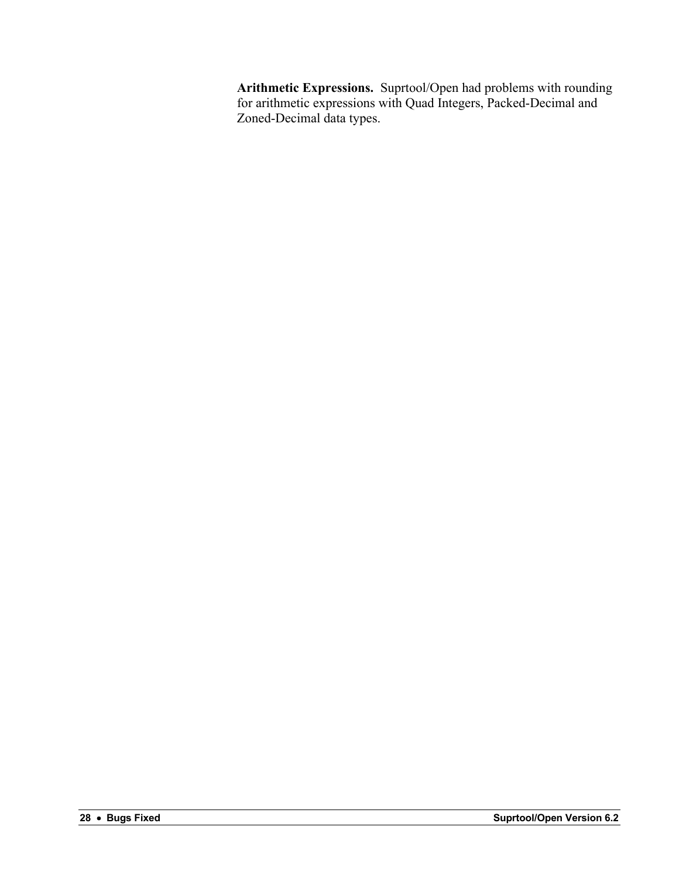**Arithmetic Expressions.** Suprtool/Open had problems with rounding for arithmetic expressions with Quad Integers, Packed-Decimal and Zoned-Decimal data types.